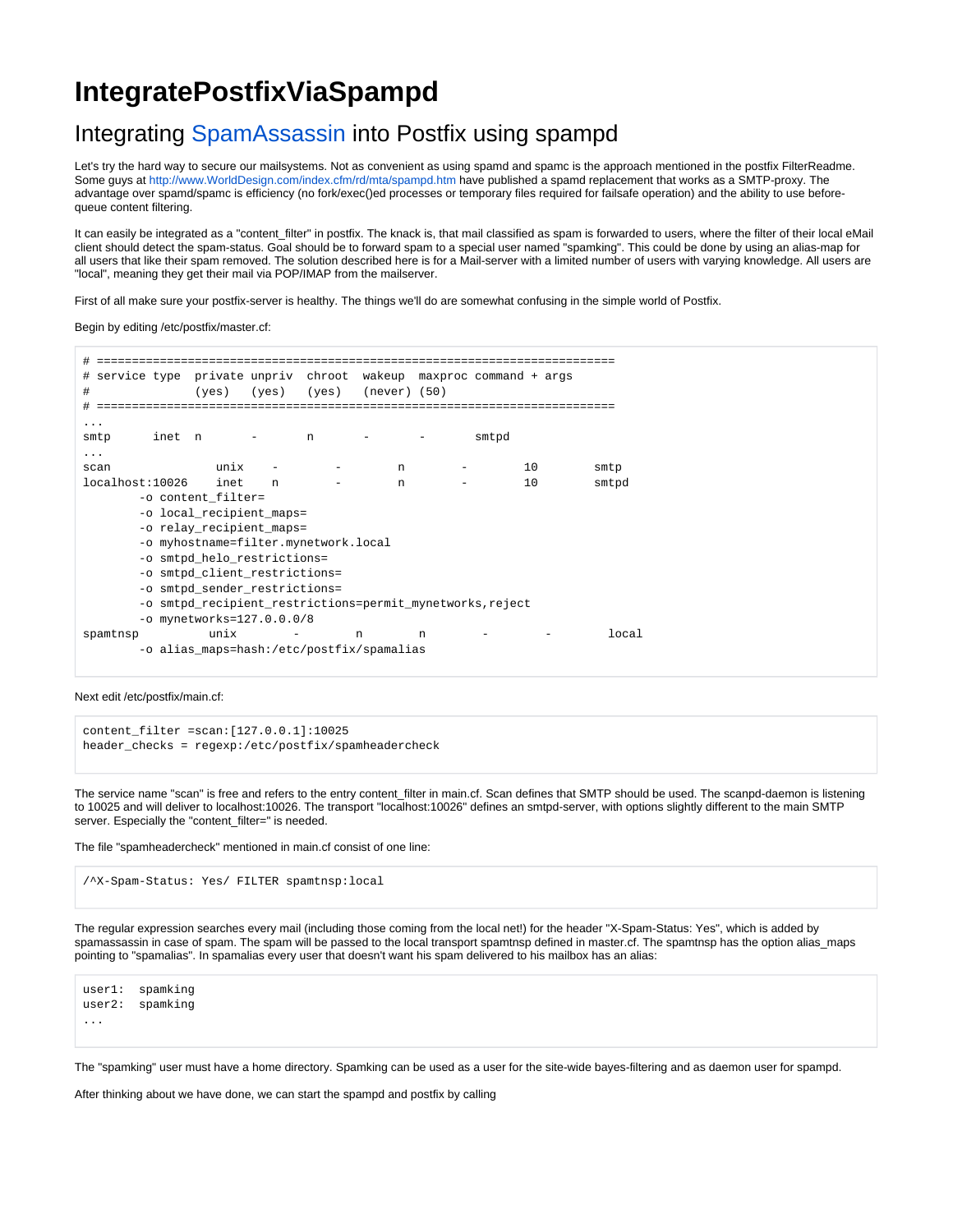# IntegratePostfixViaSpampd

## Integrating SpamAssassin into Postfix using spampd

Let's try the hard way to secure our mailsystems. Not as convenient as using spamd and spamc is the approach mentioned in the postfix FilterReadme. Some guys at http://www.WorldDesign.com/index.cfm/rd/mta/spampd.htm have published a spamd replacement that works as a SMTP-proxy. The advantage over spamd/spamc is efficiency (no fork/exec()ed processes or temporary files required for failsafe operation) and the ability to use before-queue content filtering.

It can easily be integrated as a "content_filter" in postfix. The knack is, that mail classified as spam is forwarded to users, where the filter of their local eMail client should detect the spam-status. Goal should be to forward spam to a special user named "spamking". This could be done by using an alias-map for all users that like their spam removed. The solution described here is for a Mail-server with a limited number of users with varying knowledge. All users are "local", meaning they get their mail via POP/IMAP from the mailserver.

First of all make sure your postfix-server is healthy. The things we'll do are somewhat confusing in the simple world of Postfix.

Begin by editing /etc/postfix/master.cf:

```
# ==========================================================================
# service type  private unpriv  chroot  wakeup  maxproc command + args
#               (yes)   (yes)   (yes)   (never) (50)
# ==========================================================================
...
smtp      inet  n       -       n       -       -       smtpd
...
scan              unix    -        -        n        -        10        smtp
localhost:10026    inet    n        -        n        -        10        smtpd
        -o content_filter=
        -o local_recipient_maps=
        -o relay_recipient_maps=
        -o myhostname=filter.mynetwork.local
        -o smtpd_helo_restrictions=
        -o smtpd_client_restrictions=
        -o smtpd_sender_restrictions=
        -o smtpd_recipient_restrictions=permit_mynetworks,reject
        -o mynetworks=127.0.0.0/8
spamtnsp          unix        -        n        n        -        -        local
        -o alias_maps=hash:/etc/postfix/spamalias
```

Next edit /etc/postfix/main.cf:

```
content_filter =scan:[127.0.0.1]:10025
header_checks = regexp:/etc/postfix/spamheadercheck
```

The service name "scan" is free and refers to the entry content_filter in main.cf. Scan defines that SMTP should be used. The scanpd-daemon is listening to 10025 and will deliver to localhost:10026. The transport "localhost:10026" defines an smtpd-server, with options slightly different to the main SMTP server. Especially the "content_filter=" is needed.

The file "spamheadercheck" mentioned in main.cf consist of one line:

```
/^X-Spam-Status: Yes/ FILTER spamtnsp:local
```

The regular expression searches every mail (including those coming from the local net!) for the header "X-Spam-Status: Yes", which is added by spamassassin in case of spam. The spam will be passed to the local transport spamtnsp defined in master.cf. The spamtnsp has the option alias_maps pointing to "spamalias". In spamalias every user that doesn't want his spam delivered to his mailbox has an alias:

```
user1:  spamking
user2:  spamking
...
```

The "spamking" user must have a home directory. Spamking can be used as a user for the site-wide bayes-filtering and as daemon user for spampd.

After thinking about we have done, we can start the spampd and postfix by calling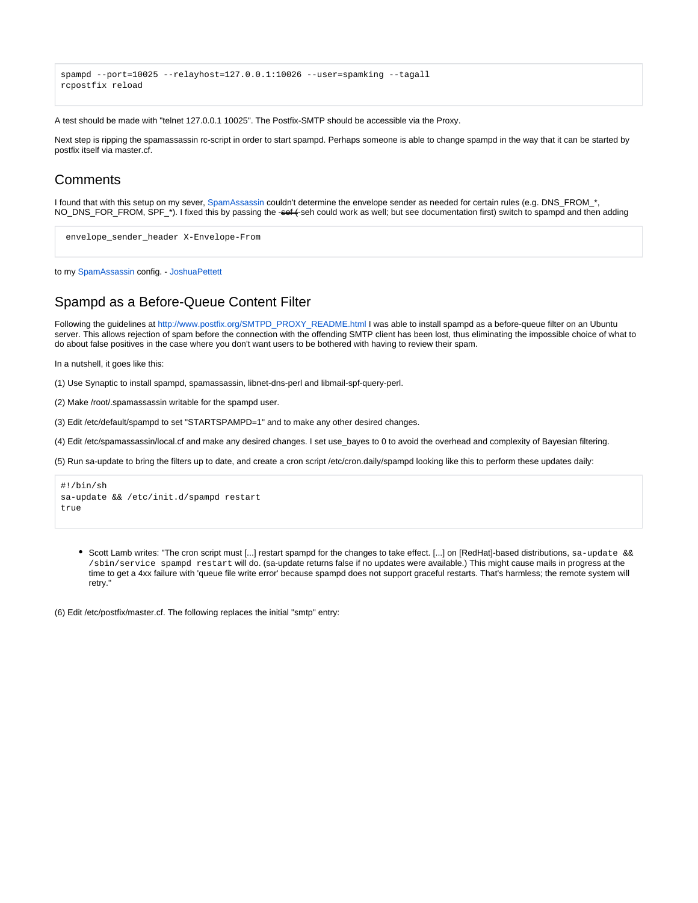```
spampd --port=10025 --relayhost=127.0.0.1:10026 --user=spamking --tagall
rcpostfix reload
```

A test should be made with "telnet 127.0.0.1 10025". The Postfix-SMTP should be accessible via the Proxy.

Next step is ripping the spamassassin rc-script in order to start spampd. Perhaps someone is able to change spampd in the way that it can be started by postfix itself via master.cf.

## Comments

I found that with this setup on my sever, SpamAssassin couldn't determine the envelope sender as needed for certain rules (e.g. DNS_FROM_*, NO_DNS_FOR_FROM, SPF_*). I fixed this by passing the ~~sef (~~ seh could work as well; but see documentation first) switch to spampd and then adding

```
envelope_sender_header X-Envelope-From
```

to my SpamAssassin config. - JoshuaPettett

## Spampd as a Before-Queue Content Filter

Following the guidelines at http://www.postfix.org/SMTPD_PROXY_README.html I was able to install spampd as a before-queue filter on an Ubuntu server. This allows rejection of spam before the connection with the offending SMTP client has been lost, thus eliminating the impossible choice of what to do about false positives in the case where you don't want users to be bothered with having to review their spam.

In a nutshell, it goes like this:

(1) Use Synaptic to install spampd, spamassassin, libnet-dns-perl and libmail-spf-query-perl.

(2) Make /root/.spamassassin writable for the spampd user.

(3) Edit /etc/default/spampd to set "STARTSPAMPD=1" and to make any other desired changes.

(4) Edit /etc/spamassassin/local.cf and make any desired changes. I set use_bayes to 0 to avoid the overhead and complexity of Bayesian filtering.

(5) Run sa-update to bring the filters up to date, and create a cron script /etc/cron.daily/spampd looking like this to perform these updates daily:

```
#!/bin/sh
sa-update && /etc/init.d/spampd restart
true
```

- Scott Lamb writes: "The cron script must [...] restart spampd for the changes to take effect. [...] on [RedHat]-based distributions, `sa-update && /sbin/service spampd restart` will do. (sa-update returns false if no updates were available.) This might cause mails in progress at the time to get a 4xx failure with 'queue file write error' because spampd does not support graceful restarts. That's harmless; the remote system will retry."

(6) Edit /etc/postfix/master.cf. The following replaces the initial "smtp" entry: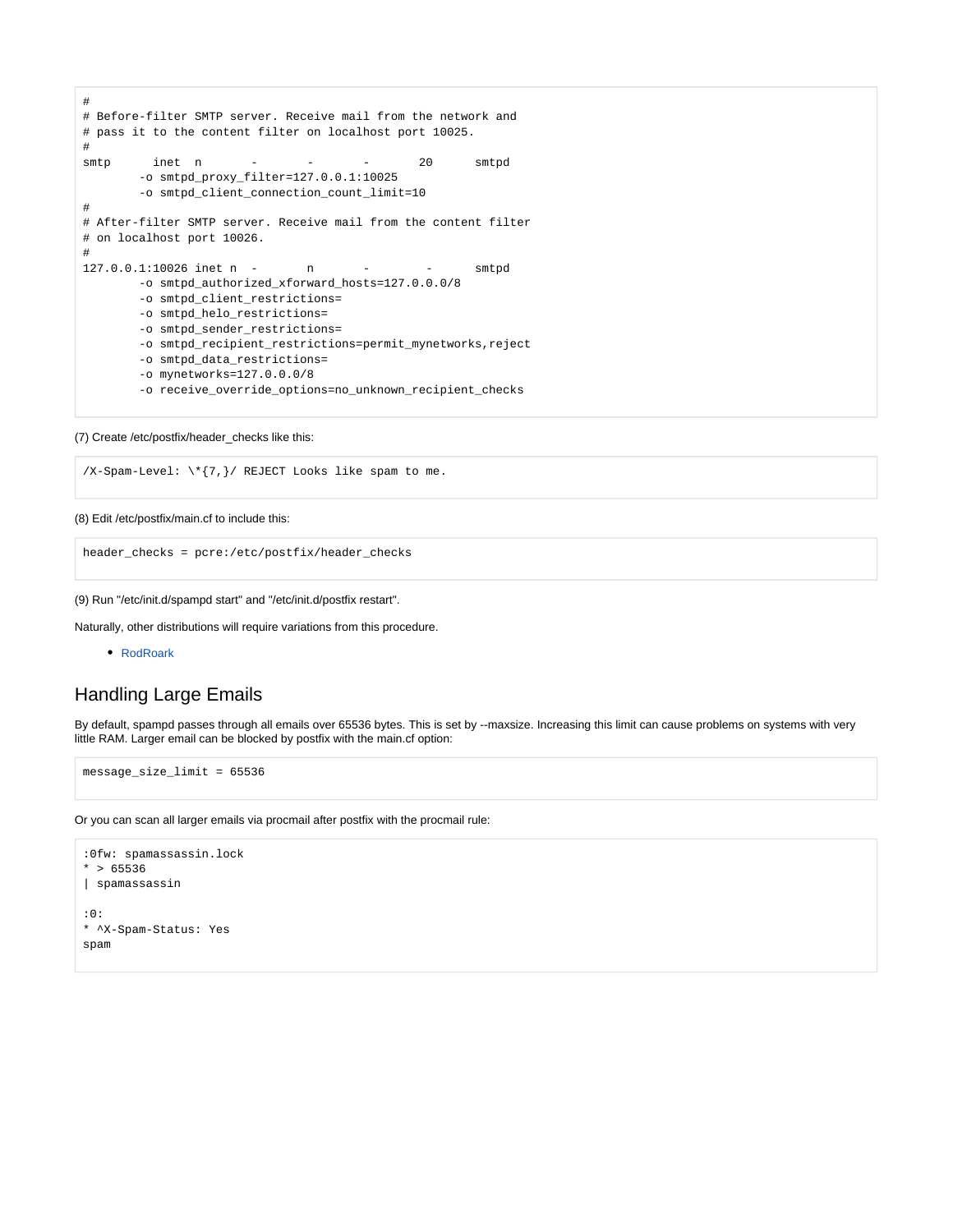```
#
# Before-filter SMTP server. Receive mail from the network and
# pass it to the content filter on localhost port 10025.
#
smtp      inet  n       -       -       -       20      smtpd
        -o smtpd_proxy_filter=127.0.0.1:10025
        -o smtpd_client_connection_count_limit=10
#
# After-filter SMTP server. Receive mail from the content filter
# on localhost port 10026.
#
127.0.0.1:10026 inet n  -       n       -       -       smtpd
        -o smtpd_authorized_xforward_hosts=127.0.0.0/8
        -o smtpd_client_restrictions=
        -o smtpd_helo_restrictions=
        -o smtpd_sender_restrictions=
        -o smtpd_recipient_restrictions=permit_mynetworks,reject
        -o smtpd_data_restrictions=
        -o mynetworks=127.0.0.0/8
        -o receive_override_options=no_unknown_recipient_checks
```

(7) Create /etc/postfix/header_checks like this:

```
/X-Spam-Level: \*{7,}/ REJECT Looks like spam to me.
```

(8) Edit /etc/postfix/main.cf to include this:

```
header_checks = pcre:/etc/postfix/header_checks
```

(9) Run "/etc/init.d/spampd start" and "/etc/init.d/postfix restart".

Naturally, other distributions will require variations from this procedure.

- RodRoark

## Handling Large Emails

By default, spampd passes through all emails over 65536 bytes. This is set by --maxsize. Increasing this limit can cause problems on systems with very little RAM. Larger email can be blocked by postfix with the main.cf option:

```
message_size_limit = 65536
```

Or you can scan all larger emails via procmail after postfix with the procmail rule:

```
:0fw: spamassassin.lock
* > 65536
| spamassassin

:0:
* ^X-Spam-Status: Yes
spam
```